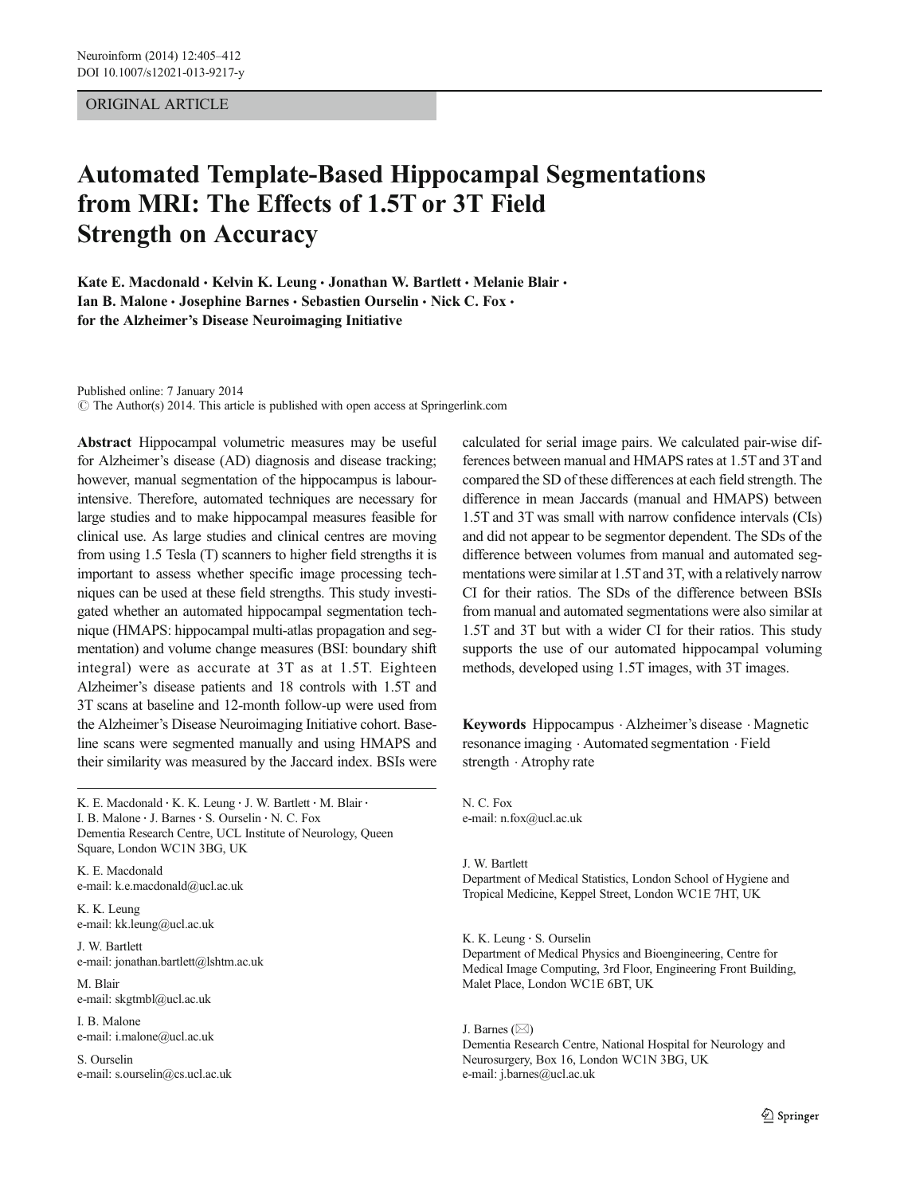ORIGINAL ARTICLE

# Automated Template-Based Hippocampal Segmentations from MRI: The Effects of 1.5T or 3T Field Strength on Accuracy

**Kate E. Macdonald · Kelvin K. Leung · Jonathan W. Bartlett · Melanie Blair · Ian B. Malone · Josephine Barnes · Sebastien Ourselin · Nick C. Fox · for the Alzheimer's Disease Neuroimaging Initiative**

Published online: 7 January 2014
© The Author(s) 2014. This article is published with open access at Springerlink.com

**Abstract** Hippocampal volumetric measures may be useful for Alzheimer's disease (AD) diagnosis and disease tracking; however, manual segmentation of the hippocampus is labour-intensive. Therefore, automated techniques are necessary for large studies and to make hippocampal measures feasible for clinical use. As large studies and clinical centres are moving from using 1.5 Tesla (T) scanners to higher field strengths it is important to assess whether specific image processing techniques can be used at these field strengths. This study investigated whether an automated hippocampal segmentation technique (HMAPS: hippocampal multi-atlas propagation and segmentation) and volume change measures (BSI: boundary shift integral) were as accurate at 3T as at 1.5T. Eighteen Alzheimer's disease patients and 18 controls with 1.5T and 3T scans at baseline and 12-month follow-up were used from the Alzheimer's Disease Neuroimaging Initiative cohort. Baseline scans were segmented manually and using HMAPS and their similarity was measured by the Jaccard index. BSIs were calculated for serial image pairs. We calculated pair-wise differences between manual and HMAPS rates at 1.5T and 3T and compared the SD of these differences at each field strength. The difference in mean Jaccards (manual and HMAPS) between 1.5T and 3T was small with narrow confidence intervals (CIs) and did not appear to be segmentor dependent. The SDs of the difference between volumes from manual and automated segmentations were similar at 1.5T and 3T, with a relatively narrow CI for their ratios. The SDs of the difference between BSIs from manual and automated segmentations were also similar at 1.5T and 3T but with a wider CI for their ratios. This study supports the use of our automated hippocampal voluming methods, developed using 1.5T images, with 3T images.

**Keywords** Hippocampus · Alzheimer's disease · Magnetic resonance imaging · Automated segmentation · Field strength · Atrophy rate

K. E. Macdonald · K. K. Leung · J. W. Bartlett · M. Blair · I. B. Malone · J. Barnes · S. Ourselin · N. C. Fox
Dementia Research Centre, UCL Institute of Neurology, Queen Square, London WC1N 3BG, UK

K. E. Macdonald
e-mail: k.e.macdonald@ucl.ac.uk

K. K. Leung
e-mail: kk.leung@ucl.ac.uk

J. W. Bartlett
e-mail: jonathan.bartlett@lshtm.ac.uk

M. Blair
e-mail: skgtmbl@ucl.ac.uk

I. B. Malone
e-mail: i.malone@ucl.ac.uk

S. Ourselin
e-mail: s.ourselin@cs.ucl.ac.uk

N. C. Fox
e-mail: n.fox@ucl.ac.uk

J. W. Bartlett
Department of Medical Statistics, London School of Hygiene and Tropical Medicine, Keppel Street, London WC1E 7HT, UK

K. K. Leung · S. Ourselin
Department of Medical Physics and Bioengineering, Centre for Medical Image Computing, 3rd Floor, Engineering Front Building, Malet Place, London WC1E 6BT, UK

J. Barnes (✉)
Dementia Research Centre, National Hospital for Neurology and Neurosurgery, Box 16, London WC1N 3BG, UK
e-mail: j.barnes@ucl.ac.uk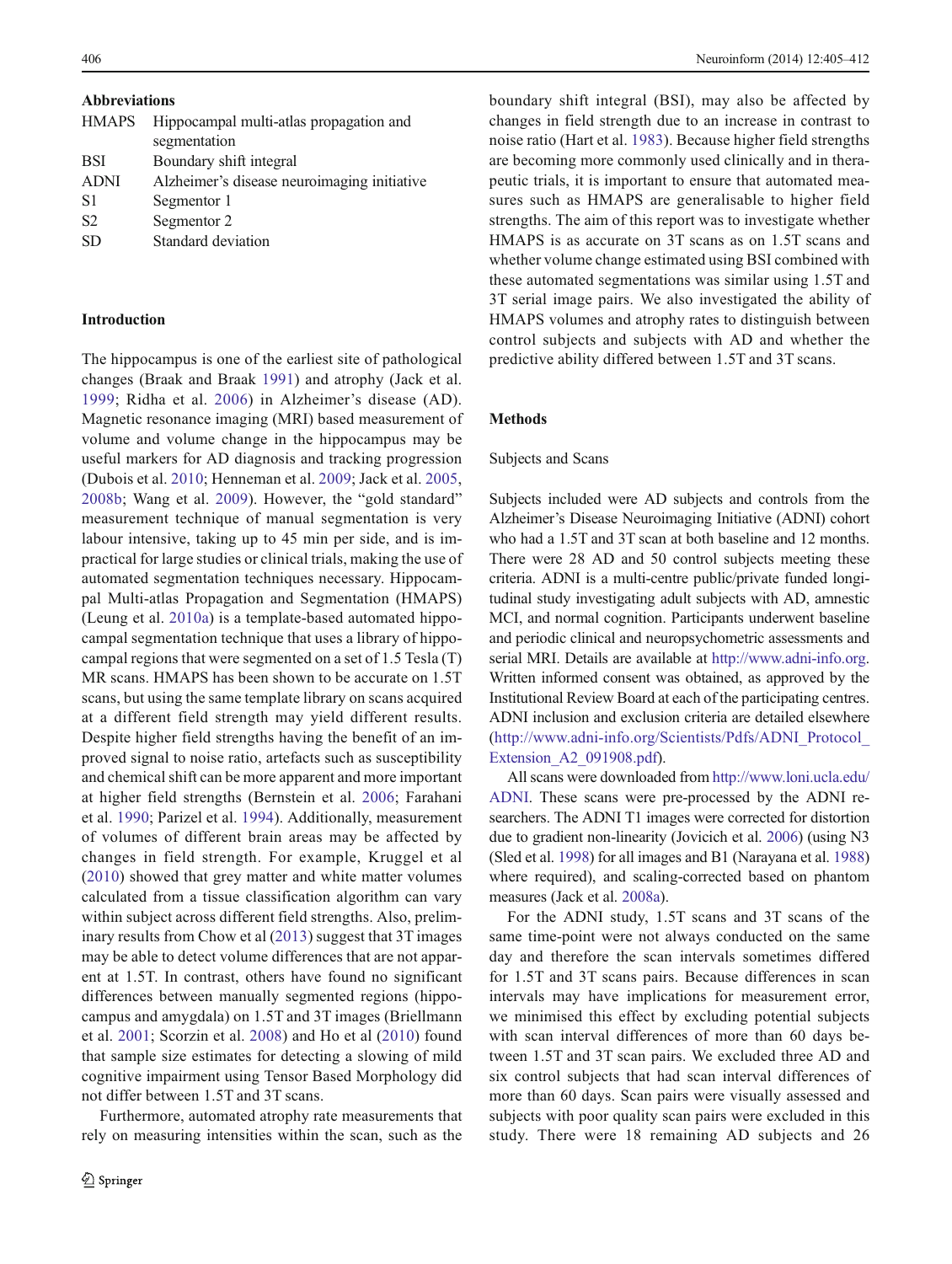**Abbreviations**

| | |
|---|---|
| HMAPS | Hippocampal multi-atlas propagation and segmentation |
| BSI | Boundary shift integral |
| ADNI | Alzheimer's disease neuroimaging initiative |
| S1 | Segmentor 1 |
| S2 | Segmentor 2 |
| SD | Standard deviation |

## Introduction

The hippocampus is one of the earliest site of pathological changes (Braak and Braak 1991) and atrophy (Jack et al. 1999; Ridha et al. 2006) in Alzheimer's disease (AD). Magnetic resonance imaging (MRI) based measurement of volume and volume change in the hippocampus may be useful markers for AD diagnosis and tracking progression (Dubois et al. 2010; Henneman et al. 2009; Jack et al. 2005, 2008b; Wang et al. 2009). However, the "gold standard" measurement technique of manual segmentation is very labour intensive, taking up to 45 min per side, and is impractical for large studies or clinical trials, making the use of automated segmentation techniques necessary. Hippocampal Multi-atlas Propagation and Segmentation (HMAPS) (Leung et al. 2010a) is a template-based automated hippocampal segmentation technique that uses a library of hippocampal regions that were segmented on a set of 1.5 Tesla (T) MR scans. HMAPS has been shown to be accurate on 1.5T scans, but using the same template library on scans acquired at a different field strength may yield different results. Despite higher field strengths having the benefit of an improved signal to noise ratio, artefacts such as susceptibility and chemical shift can be more apparent and more important at higher field strengths (Bernstein et al. 2006; Farahani et al. 1990; Parizel et al. 1994). Additionally, measurement of volumes of different brain areas may be affected by changes in field strength. For example, Kruggel et al (2010) showed that grey matter and white matter volumes calculated from a tissue classification algorithm can vary within subject across different field strengths. Also, preliminary results from Chow et al (2013) suggest that 3T images may be able to detect volume differences that are not apparent at 1.5T. In contrast, others have found no significant differences between manually segmented regions (hippocampus and amygdala) on 1.5T and 3T images (Briellmann et al. 2001; Scorzin et al. 2008) and Ho et al (2010) found that sample size estimates for detecting a slowing of mild cognitive impairment using Tensor Based Morphology did not differ between 1.5T and 3T scans.

Furthermore, automated atrophy rate measurements that rely on measuring intensities within the scan, such as the boundary shift integral (BSI), may also be affected by changes in field strength due to an increase in contrast to noise ratio (Hart et al. 1983). Because higher field strengths are becoming more commonly used clinically and in therapeutic trials, it is important to ensure that automated measures such as HMAPS are generalisable to higher field strengths. The aim of this report was to investigate whether HMAPS is as accurate on 3T scans as on 1.5T scans and whether volume change estimated using BSI combined with these automated segmentations was similar using 1.5T and 3T serial image pairs. We also investigated the ability of HMAPS volumes and atrophy rates to distinguish between control subjects and subjects with AD and whether the predictive ability differed between 1.5T and 3T scans.

## Methods

### Subjects and Scans

Subjects included were AD subjects and controls from the Alzheimer's Disease Neuroimaging Initiative (ADNI) cohort who had a 1.5T and 3T scan at both baseline and 12 months. There were 28 AD and 50 control subjects meeting these criteria. ADNI is a multi-centre public/private funded longitudinal study investigating adult subjects with AD, amnestic MCI, and normal cognition. Participants underwent baseline and periodic clinical and neuropsychometric assessments and serial MRI. Details are available at http://www.adni-info.org. Written informed consent was obtained, as approved by the Institutional Review Board at each of the participating centres. ADNI inclusion and exclusion criteria are detailed elsewhere (http://www.adni-info.org/Scientists/Pdfs/ADNI_Protocol_Extension_A2_091908.pdf).

All scans were downloaded from http://www.loni.ucla.edu/ADNI. These scans were pre-processed by the ADNI researchers. The ADNI T1 images were corrected for distortion due to gradient non-linearity (Jovicich et al. 2006) (using N3 (Sled et al. 1998) for all images and B1 (Narayana et al. 1988) where required), and scaling-corrected based on phantom measures (Jack et al. 2008a).

For the ADNI study, 1.5T scans and 3T scans of the same time-point were not always conducted on the same day and therefore the scan intervals sometimes differed for 1.5T and 3T scans pairs. Because differences in scan intervals may have implications for measurement error, we minimised this effect by excluding potential subjects with scan interval differences of more than 60 days between 1.5T and 3T scan pairs. We excluded three AD and six control subjects that had scan interval differences of more than 60 days. Scan pairs were visually assessed and subjects with poor quality scan pairs were excluded in this study. There were 18 remaining AD subjects and 26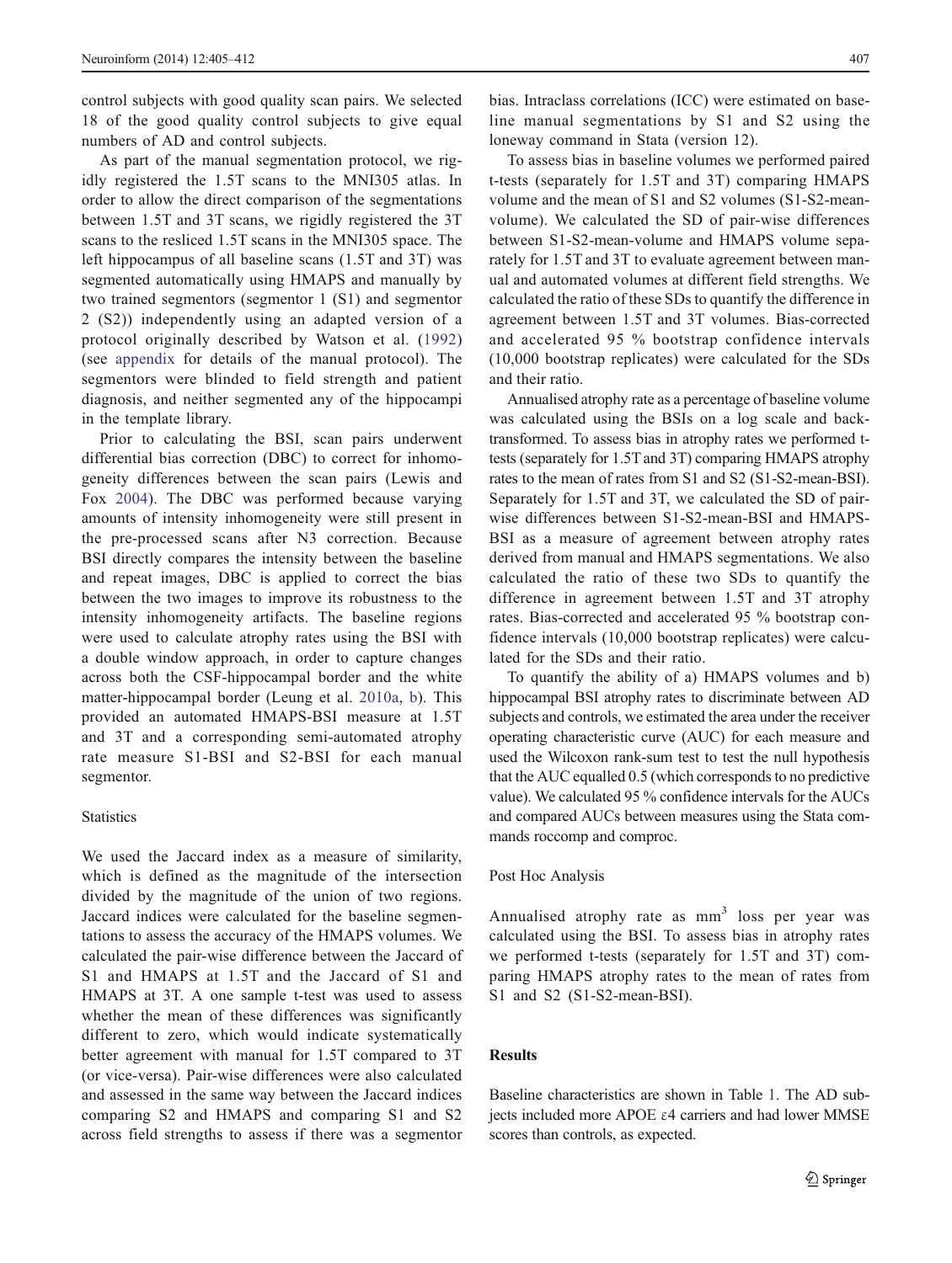control subjects with good quality scan pairs. We selected 18 of the good quality control subjects to give equal numbers of AD and control subjects.

As part of the manual segmentation protocol, we rigidly registered the 1.5T scans to the MNI305 atlas. In order to allow the direct comparison of the segmentations between 1.5T and 3T scans, we rigidly registered the 3T scans to the resliced 1.5T scans in the MNI305 space. The left hippocampus of all baseline scans (1.5T and 3T) was segmented automatically using HMAPS and manually by two trained segmentors (segmentor 1 (S1) and segmentor 2 (S2)) independently using an adapted version of a protocol originally described by Watson et al. (1992) (see appendix for details of the manual protocol). The segmentors were blinded to field strength and patient diagnosis, and neither segmented any of the hippocampi in the template library.

Prior to calculating the BSI, scan pairs underwent differential bias correction (DBC) to correct for inhomogeneity differences between the scan pairs (Lewis and Fox 2004). The DBC was performed because varying amounts of intensity inhomogeneity were still present in the pre-processed scans after N3 correction. Because BSI directly compares the intensity between the baseline and repeat images, DBC is applied to correct the bias between the two images to improve its robustness to the intensity inhomogeneity artifacts. The baseline regions were used to calculate atrophy rates using the BSI with a double window approach, in order to capture changes across both the CSF-hippocampal border and the white matter-hippocampal border (Leung et al. 2010a, b). This provided an automated HMAPS-BSI measure at 1.5T and 3T and a corresponding semi-automated atrophy rate measure S1-BSI and S2-BSI for each manual segmentor.

### Statistics

We used the Jaccard index as a measure of similarity, which is defined as the magnitude of the intersection divided by the magnitude of the union of two regions. Jaccard indices were calculated for the baseline segmentations to assess the accuracy of the HMAPS volumes. We calculated the pair-wise difference between the Jaccard of S1 and HMAPS at 1.5T and the Jaccard of S1 and HMAPS at 3T. A one sample t-test was used to assess whether the mean of these differences was significantly different to zero, which would indicate systematically better agreement with manual for 1.5T compared to 3T (or vice-versa). Pair-wise differences were also calculated and assessed in the same way between the Jaccard indices comparing S2 and HMAPS and comparing S1 and S2 across field strengths to assess if there was a segmentor bias. Intraclass correlations (ICC) were estimated on baseline manual segmentations by S1 and S2 using the loneway command in Stata (version 12).

To assess bias in baseline volumes we performed paired t-tests (separately for 1.5T and 3T) comparing HMAPS volume and the mean of S1 and S2 volumes (S1-S2-mean-volume). We calculated the SD of pair-wise differences between S1-S2-mean-volume and HMAPS volume separately for 1.5T and 3T to evaluate agreement between manual and automated volumes at different field strengths. We calculated the ratio of these SDs to quantify the difference in agreement between 1.5T and 3T volumes. Bias-corrected and accelerated 95 % bootstrap confidence intervals (10,000 bootstrap replicates) were calculated for the SDs and their ratio.

Annualised atrophy rate as a percentage of baseline volume was calculated using the BSIs on a log scale and back-transformed. To assess bias in atrophy rates we performed t-tests (separately for 1.5T and 3T) comparing HMAPS atrophy rates to the mean of rates from S1 and S2 (S1-S2-mean-BSI). Separately for 1.5T and 3T, we calculated the SD of pair-wise differences between S1-S2-mean-BSI and HMAPS-BSI as a measure of agreement between atrophy rates derived from manual and HMAPS segmentations. We also calculated the ratio of these two SDs to quantify the difference in agreement between 1.5T and 3T atrophy rates. Bias-corrected and accelerated 95 % bootstrap confidence intervals (10,000 bootstrap replicates) were calculated for the SDs and their ratio.

To quantify the ability of a) HMAPS volumes and b) hippocampal BSI atrophy rates to discriminate between AD subjects and controls, we estimated the area under the receiver operating characteristic curve (AUC) for each measure and used the Wilcoxon rank-sum test to test the null hypothesis that the AUC equalled 0.5 (which corresponds to no predictive value). We calculated 95 % confidence intervals for the AUCs and compared AUCs between measures using the Stata commands roccomp and comproc.

### Post Hoc Analysis

Annualised atrophy rate as $mm^3$ loss per year was calculated using the BSI. To assess bias in atrophy rates we performed t-tests (separately for 1.5T and 3T) comparing HMAPS atrophy rates to the mean of rates from S1 and S2 (S1-S2-mean-BSI).

## Results

Baseline characteristics are shown in Table 1. The AD subjects included more APOE ε4 carriers and had lower MMSE scores than controls, as expected.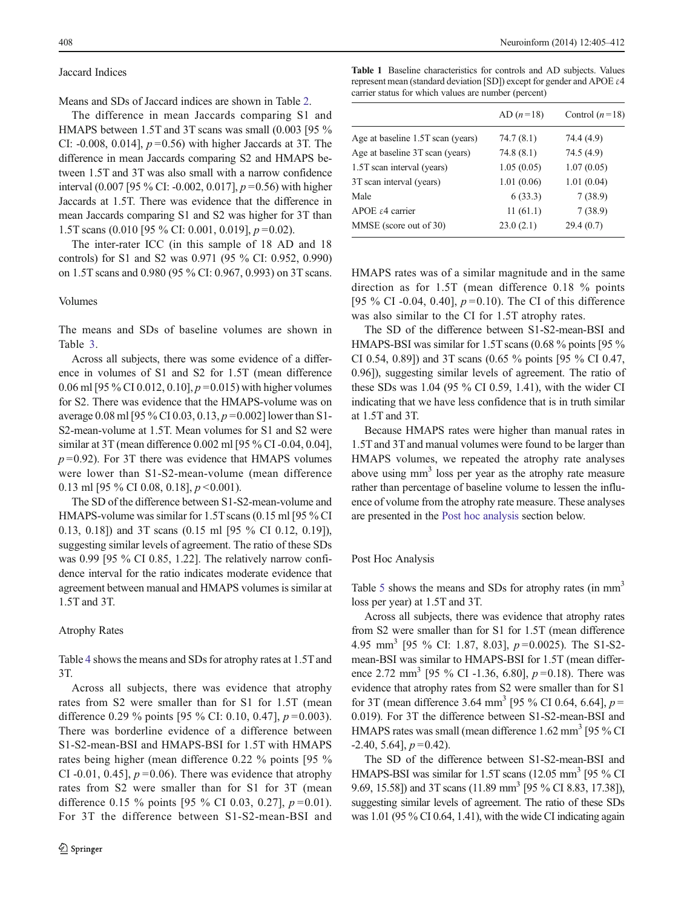### Jaccard Indices

Means and SDs of Jaccard indices are shown in Table 2.

The difference in mean Jaccards comparing S1 and HMAPS between 1.5T and 3T scans was small (0.003 [95 % CI: -0.008, 0.014], $p = 0.56$) with higher Jaccards at 3T. The difference in mean Jaccards comparing S2 and HMAPS between 1.5T and 3T was also small with a narrow confidence interval (0.007 [95 % CI: -0.002, 0.017], $p = 0.56$) with higher Jaccards at 1.5T. There was evidence that the difference in mean Jaccards comparing S1 and S2 was higher for 3T than 1.5T scans (0.010 [95 % CI: 0.001, 0.019], $p = 0.02$).

The inter-rater ICC (in this sample of 18 AD and 18 controls) for S1 and S2 was 0.971 (95 % CI: 0.952, 0.990) on 1.5T scans and 0.980 (95 % CI: 0.967, 0.993) on 3T scans.

### Volumes

The means and SDs of baseline volumes are shown in Table 3.

Across all subjects, there was some evidence of a difference in volumes of S1 and S2 for 1.5T (mean difference 0.06 ml [95 % CI 0.012, 0.10], $p = 0.015$) with higher volumes for S2. There was evidence that the HMAPS-volume was on average 0.08 ml [95 % CI 0.03, 0.13, $p = 0.002$] lower than S1-S2-mean-volume at 1.5T. Mean volumes for S1 and S2 were similar at 3T (mean difference 0.002 ml [95 % CI -0.04, 0.04], $p = 0.92$). For 3T there was evidence that HMAPS volumes were lower than S1-S2-mean-volume (mean difference 0.13 ml [95 % CI 0.08, 0.18], $p < 0.001$).

The SD of the difference between S1-S2-mean-volume and HMAPS-volume was similar for 1.5T scans (0.15 ml [95 % CI 0.13, 0.18]) and 3T scans (0.15 ml [95 % CI 0.12, 0.19]), suggesting similar levels of agreement. The ratio of these SDs was 0.99 [95 % CI 0.85, 1.22]. The relatively narrow confidence interval for the ratio indicates moderate evidence that agreement between manual and HMAPS volumes is similar at 1.5T and 3T.

### Atrophy Rates

Table 4 shows the means and SDs for atrophy rates at 1.5T and 3T.

Across all subjects, there was evidence that atrophy rates from S2 were smaller than for S1 for 1.5T (mean difference 0.29 % points [95 % CI: 0.10, 0.47], $p = 0.003$). There was borderline evidence of a difference between S1-S2-mean-BSI and HMAPS-BSI for 1.5T with HMAPS rates being higher (mean difference 0.22 % points [95 % CI -0.01, 0.45], $p = 0.06$). There was evidence that atrophy rates from S2 were smaller than for S1 for 3T (mean difference 0.15 % points [95 % CI 0.03, 0.27], $p = 0.01$). For 3T the difference between S1-S2-mean-BSI and HMAPS rates was of a similar magnitude and in the same direction as for 1.5T (mean difference 0.18 % points [95 % CI -0.04, 0.40], $p = 0.10$). The CI of this difference was also similar to the CI for 1.5T atrophy rates.

The SD of the difference between S1-S2-mean-BSI and HMAPS-BSI was similar for 1.5T scans (0.68 % points [95 % CI 0.54, 0.89]) and 3T scans (0.65 % points [95 % CI 0.47, 0.96]), suggesting similar levels of agreement. The ratio of these SDs was 1.04 (95 % CI 0.59, 1.41), with the wider CI indicating that we have less confidence that is in truth similar at 1.5T and 3T.

Because HMAPS rates were higher than manual rates in 1.5T and 3T and manual volumes were found to be larger than HMAPS volumes, we repeated the atrophy rate analyses above using $mm^3$ loss per year as the atrophy rate measure rather than percentage of baseline volume to lessen the influence of volume from the atrophy rate measure. These analyses are presented in the Post hoc analysis section below.

**Table 1** Baseline characteristics for controls and AD subjects. Values represent mean (standard deviation [SD]) except for gender and APOE ε4 carrier status for which values are number (percent)

| | AD ($n = 18$) | Control ($n = 18$) |
|---|---|---|
| Age at baseline 1.5T scan (years) | 74.7 (8.1) | 74.4 (4.9) |
| Age at baseline 3T scan (years) | 74.8 (8.1) | 74.5 (4.9) |
| 1.5T scan interval (years) | 1.05 (0.05) | 1.07 (0.05) |
| 3T scan interval (years) | 1.01 (0.06) | 1.01 (0.04) |
| Male | 6 (33.3) | 7 (38.9) |
| APOE ε4 carrier | 11 (61.1) | 7 (38.9) |
| MMSE (score out of 30) | 23.0 (2.1) | 29.4 (0.7) |

### Post Hoc Analysis

Table 5 shows the means and SDs for atrophy rates (in $mm^3$ loss per year) at 1.5T and 3T.

Across all subjects, there was evidence that atrophy rates from S2 were smaller than for S1 for 1.5T (mean difference 4.95 $mm^3$ [95 % CI: 1.87, 8.03], $p = 0.0025$). The S1-S2-mean-BSI was similar to HMAPS-BSI for 1.5T (mean difference 2.72 $mm^3$ [95 % CI -1.36, 6.80], $p = 0.18$). There was evidence that atrophy rates from S2 were smaller than for S1 for 3T (mean difference 3.64 $mm^3$ [95 % CI 0.64, 6.64], $p = 0.019$). For 3T the difference between S1-S2-mean-BSI and HMAPS rates was small (mean difference 1.62 $mm^3$ [95 % CI -2.40, 5.64], $p = 0.42$).

The SD of the difference between S1-S2-mean-BSI and HMAPS-BSI was similar for 1.5T scans (12.05 $mm^3$ [95 % CI 9.69, 15.58]) and 3T scans (11.89 $mm^3$ [95 % CI 8.83, 17.38]), suggesting similar levels of agreement. The ratio of these SDs was 1.01 (95 % CI 0.64, 1.41), with the wide CI indicating again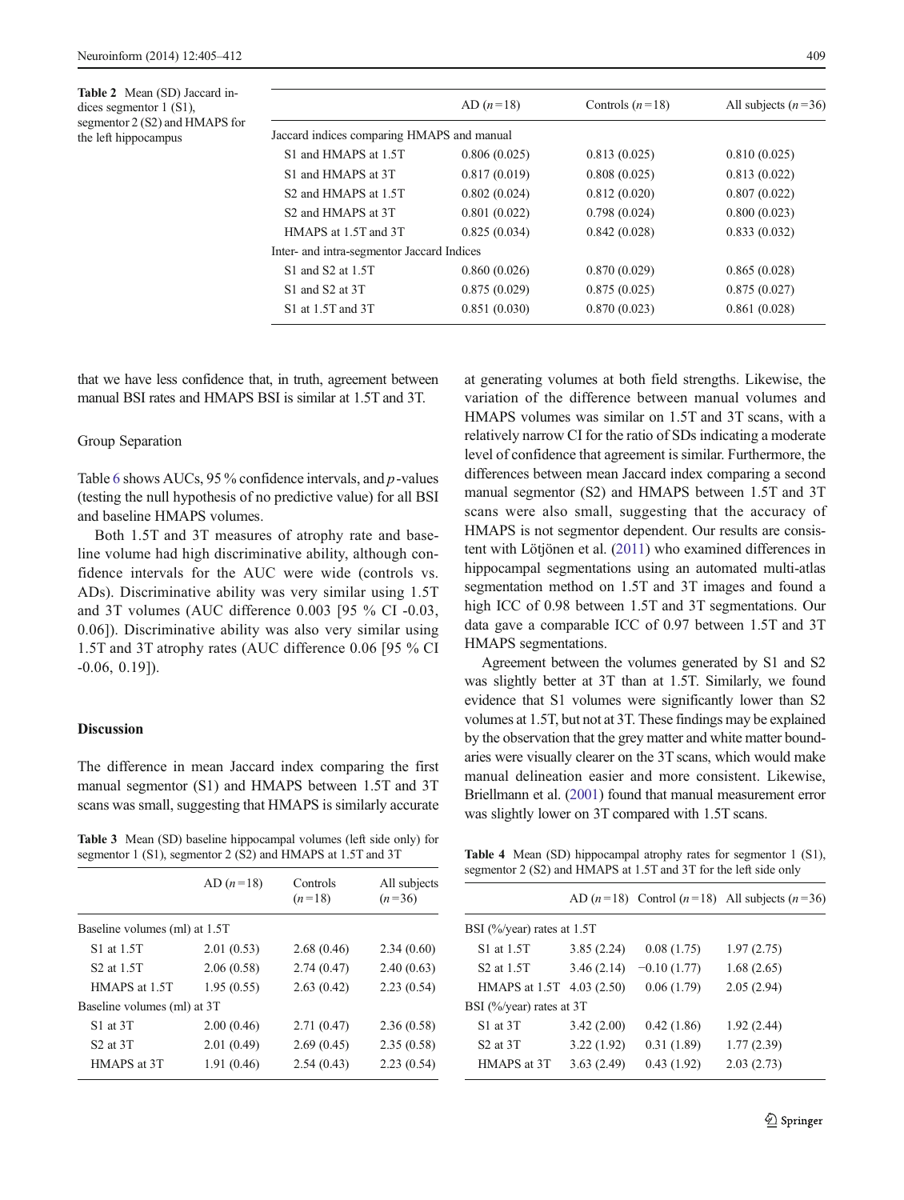Table 2 Mean (SD) Jaccard indices segmentor 1 (S1), segmentor 2 (S2) and HMAPS for the left hippocampus

| | AD ($n=18$) | Controls ($n=18$) | All subjects ($n=36$) |
|---|---|---|---|
| Jaccard indices comparing HMAPS and manual | | | |
| S1 and HMAPS at 1.5T | 0.806 (0.025) | 0.813 (0.025) | 0.810 (0.025) |
| S1 and HMAPS at 3T | 0.817 (0.019) | 0.808 (0.025) | 0.813 (0.022) |
| S2 and HMAPS at 1.5T | 0.802 (0.024) | 0.812 (0.020) | 0.807 (0.022) |
| S2 and HMAPS at 3T | 0.801 (0.022) | 0.798 (0.024) | 0.800 (0.023) |
| HMAPS at 1.5T and 3T | 0.825 (0.034) | 0.842 (0.028) | 0.833 (0.032) |
| Inter- and intra-segmentor Jaccard Indices | | | |
| S1 and S2 at 1.5T | 0.860 (0.026) | 0.870 (0.029) | 0.865 (0.028) |
| S1 and S2 at 3T | 0.875 (0.029) | 0.875 (0.025) | 0.875 (0.027) |
| S1 at 1.5T and 3T | 0.851 (0.030) | 0.870 (0.023) | 0.861 (0.028) |

that we have less confidence that, in truth, agreement between manual BSI rates and HMAPS BSI is similar at 1.5T and 3T.

### Group Separation

Table 6 shows AUCs, 95 % confidence intervals, and $p$-values (testing the null hypothesis of no predictive value) for all BSI and baseline HMAPS volumes.

Both 1.5T and 3T measures of atrophy rate and baseline volume had high discriminative ability, although confidence intervals for the AUC were wide (controls vs. ADs). Discriminative ability was very similar using 1.5T and 3T volumes (AUC difference 0.003 [95 % CI -0.03, 0.06]). Discriminative ability was also very similar using 1.5T and 3T atrophy rates (AUC difference 0.06 [95 % CI -0.06, 0.19]).

## Discussion

The difference in mean Jaccard index comparing the first manual segmentor (S1) and HMAPS between 1.5T and 3T scans was small, suggesting that HMAPS is similarly accurate at generating volumes at both field strengths. Likewise, the variation of the difference between manual volumes and HMAPS volumes was similar on 1.5T and 3T scans, with a relatively narrow CI for the ratio of SDs indicating a moderate level of confidence that agreement is similar. Furthermore, the differences between mean Jaccard index comparing a second manual segmentor (S2) and HMAPS between 1.5T and 3T scans were also small, suggesting that the accuracy of HMAPS is not segmentor dependent. Our results are consistent with Lötjönen et al. (2011) who examined differences in hippocampal segmentations using an automated multi-atlas segmentation method on 1.5T and 3T images and found a high ICC of 0.98 between 1.5T and 3T segmentations. Our data gave a comparable ICC of 0.97 between 1.5T and 3T HMAPS segmentations.

Agreement between the volumes generated by S1 and S2 was slightly better at 3T than at 1.5T. Similarly, we found evidence that S1 volumes were significantly lower than S2 volumes at 1.5T, but not at 3T. These findings may be explained by the observation that the grey matter and white matter boundaries were visually clearer on the 3T scans, which would make manual delineation easier and more consistent. Likewise, Briellmann et al. (2001) found that manual measurement error was slightly lower on 3T compared with 1.5T scans.

Table 3 Mean (SD) baseline hippocampal volumes (left side only) for segmentor 1 (S1), segmentor 2 (S2) and HMAPS at 1.5T and 3T

| | AD ($n=18$) | Controls ($n=18$) | All subjects ($n=36$) |
|---|---|---|---|
| Baseline volumes (ml) at 1.5T | | | |
| S1 at 1.5T | 2.01 (0.53) | 2.68 (0.46) | 2.34 (0.60) |
| S2 at 1.5T | 2.06 (0.58) | 2.74 (0.47) | 2.40 (0.63) |
| HMAPS at 1.5T | 1.95 (0.55) | 2.63 (0.42) | 2.23 (0.54) |
| Baseline volumes (ml) at 3T | | | |
| S1 at 3T | 2.00 (0.46) | 2.71 (0.47) | 2.36 (0.58) |
| S2 at 3T | 2.01 (0.49) | 2.69 (0.45) | 2.35 (0.58) |
| HMAPS at 3T | 1.91 (0.46) | 2.54 (0.43) | 2.23 (0.54) |

Table 4 Mean (SD) hippocampal atrophy rates for segmentor 1 (S1), segmentor 2 (S2) and HMAPS at 1.5T and 3T for the left side only

| | AD ($n=18$) | Control ($n=18$) | All subjects ($n=36$) |
|---|---|---|---|
| BSI (%/year) rates at 1.5T | | | |
| S1 at 1.5T | 3.85 (2.24) | 0.08 (1.75) | 1.97 (2.75) |
| S2 at 1.5T | 3.46 (2.14) | −0.10 (1.77) | 1.68 (2.65) |
| HMAPS at 1.5T | 4.03 (2.50) | 0.06 (1.79) | 2.05 (2.94) |
| BSI (%/year) rates at 3T | | | |
| S1 at 3T | 3.42 (2.00) | 0.42 (1.86) | 1.92 (2.44) |
| S2 at 3T | 3.22 (1.92) | 0.31 (1.89) | 1.77 (2.39) |
| HMAPS at 3T | 3.63 (2.49) | 0.43 (1.92) | 2.03 (2.73) |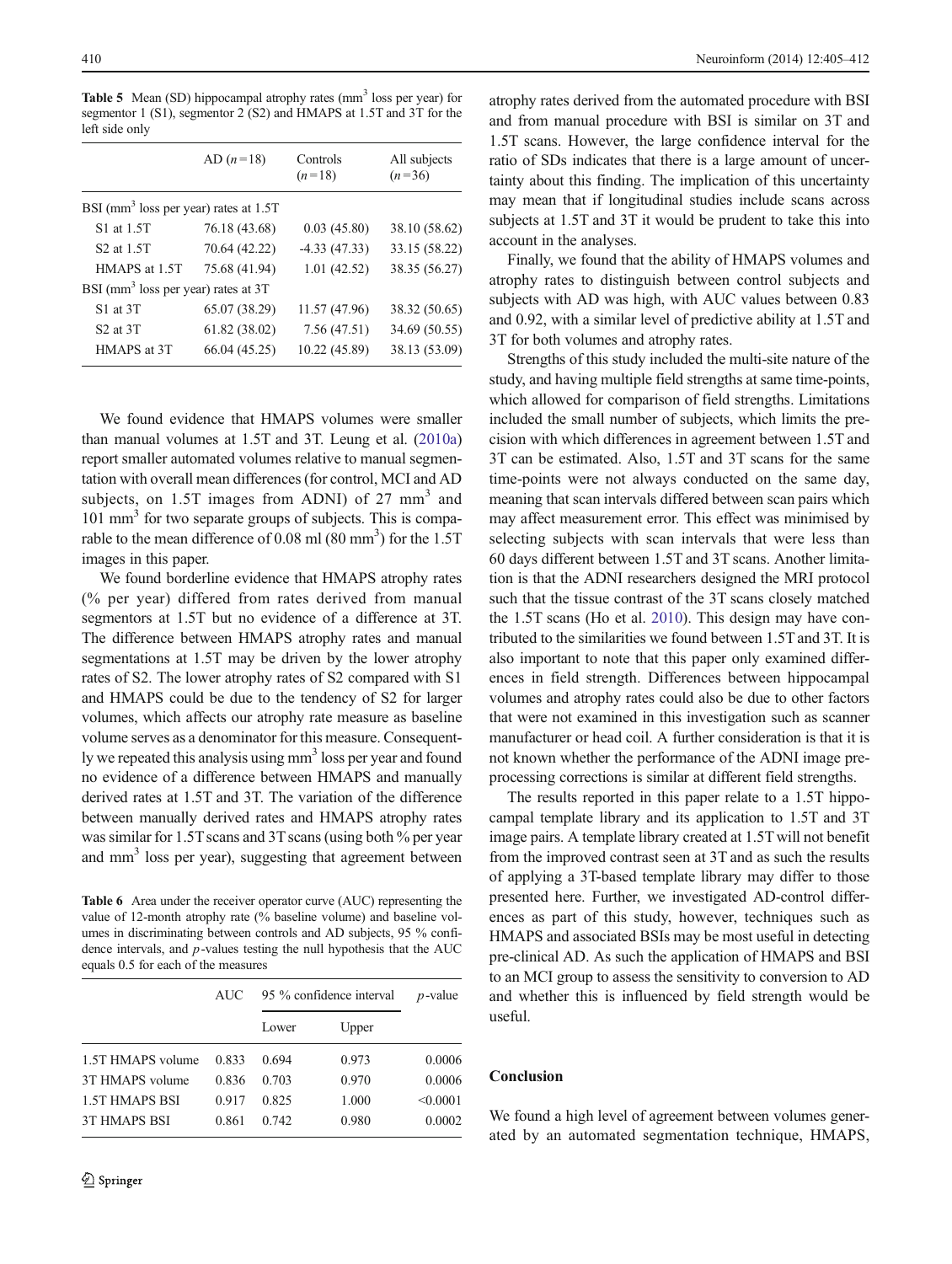**Table 5** Mean (SD) hippocampal atrophy rates ($mm^3$ loss per year) for segmentor 1 (S1), segmentor 2 (S2) and HMAPS at 1.5T and 3T for the left side only

| | AD ($n=18$) | Controls ($n=18$) | All subjects ($n=36$) |
|---|---|---|---|
| BSI ($mm^3$ loss per year) rates at 1.5T | | | |
| S1 at 1.5T | 76.18 (43.68) | 0.03 (45.80) | 38.10 (58.62) |
| S2 at 1.5T | 70.64 (42.22) | -4.33 (47.33) | 33.15 (58.22) |
| HMAPS at 1.5T | 75.68 (41.94) | 1.01 (42.52) | 38.35 (56.27) |
| BSI ($mm^3$ loss per year) rates at 3T | | | |
| S1 at 3T | 65.07 (38.29) | 11.57 (47.96) | 38.32 (50.65) |
| S2 at 3T | 61.82 (38.02) | 7.56 (47.51) | 34.69 (50.55) |
| HMAPS at 3T | 66.04 (45.25) | 10.22 (45.89) | 38.13 (53.09) |

We found evidence that HMAPS volumes were smaller than manual volumes at 1.5T and 3T. Leung et al. (2010a) report smaller automated volumes relative to manual segmentation with overall mean differences (for control, MCI and AD subjects, on 1.5T images from ADNI) of 27 $mm^3$ and 101 $mm^3$ for two separate groups of subjects. This is comparable to the mean difference of 0.08 ml (80 $mm^3$) for the 1.5T images in this paper.

We found borderline evidence that HMAPS atrophy rates (% per year) differed from rates derived from manual segmentors at 1.5T but no evidence of a difference at 3T. The difference between HMAPS atrophy rates and manual segmentations at 1.5T may be driven by the lower atrophy rates of S2. The lower atrophy rates of S2 compared with S1 and HMAPS could be due to the tendency of S2 for larger volumes, which affects our atrophy rate measure as baseline volume serves as a denominator for this measure. Consequently we repeated this analysis using $mm^3$ loss per year and found no evidence of a difference between HMAPS and manually derived rates at 1.5T and 3T. The variation of the difference between manually derived rates and HMAPS atrophy rates was similar for 1.5T scans and 3T scans (using both % per year and $mm^3$ loss per year), suggesting that agreement between atrophy rates derived from the automated procedure with BSI and from manual procedure with BSI is similar on 3T and 1.5T scans. However, the large confidence interval for the ratio of SDs indicates that there is a large amount of uncertainty about this finding. The implication of this uncertainty may mean that if longitudinal studies include scans across subjects at 1.5T and 3T it would be prudent to take this into account in the analyses.

Finally, we found that the ability of HMAPS volumes and atrophy rates to distinguish between control subjects and subjects with AD was high, with AUC values between 0.83 and 0.92, with a similar level of predictive ability at 1.5T and 3T for both volumes and atrophy rates.

Strengths of this study included the multi-site nature of the study, and having multiple field strengths at same time-points, which allowed for comparison of field strengths. Limitations included the small number of subjects, which limits the precision with which differences in agreement between 1.5T and 3T can be estimated. Also, 1.5T and 3T scans for the same time-points were not always conducted on the same day, meaning that scan intervals differed between scan pairs which may affect measurement error. This effect was minimised by selecting subjects with scan intervals that were less than 60 days different between 1.5T and 3T scans. Another limitation is that the ADNI researchers designed the MRI protocol such that the tissue contrast of the 3T scans closely matched the 1.5T scans (Ho et al. 2010). This design may have contributed to the similarities we found between 1.5T and 3T. It is also important to note that this paper only examined differences in field strength. Differences between hippocampal volumes and atrophy rates could also be due to other factors that were not examined in this investigation such as scanner manufacturer or head coil. A further consideration is that it is not known whether the performance of the ADNI image preprocessing corrections is similar at different field strengths.

The results reported in this paper relate to a 1.5T hippocampal template library and its application to 1.5T and 3T image pairs. A template library created at 1.5T will not benefit from the improved contrast seen at 3T and as such the results of applying a 3T-based template library may differ to those presented here. Further, we investigated AD-control differences as part of this study, however, techniques such as HMAPS and associated BSIs may be most useful in detecting pre-clinical AD. As such the application of HMAPS and BSI to an MCI group to assess the sensitivity to conversion to AD and whether this is influenced by field strength would be useful.

**Table 6** Area under the receiver operator curve (AUC) representing the value of 12-month atrophy rate (% baseline volume) and baseline volumes in discriminating between controls and AD subjects, 95 % confidence intervals, and $p$-values testing the null hypothesis that the AUC equals 0.5 for each of the measures

| | AUC | 95 % confidence interval | | $p$-value |
|---|---|---|---|---|
| | | Lower | Upper | |
| 1.5T HMAPS volume | 0.833 | 0.694 | 0.973 | 0.0006 |
| 3T HMAPS volume | 0.836 | 0.703 | 0.970 | 0.0006 |
| 1.5T HMAPS BSI | 0.917 | 0.825 | 1.000 | <0.0001 |
| 3T HMAPS BSI | 0.861 | 0.742 | 0.980 | 0.0002 |

## Conclusion

We found a high level of agreement between volumes generated by an automated segmentation technique, HMAPS,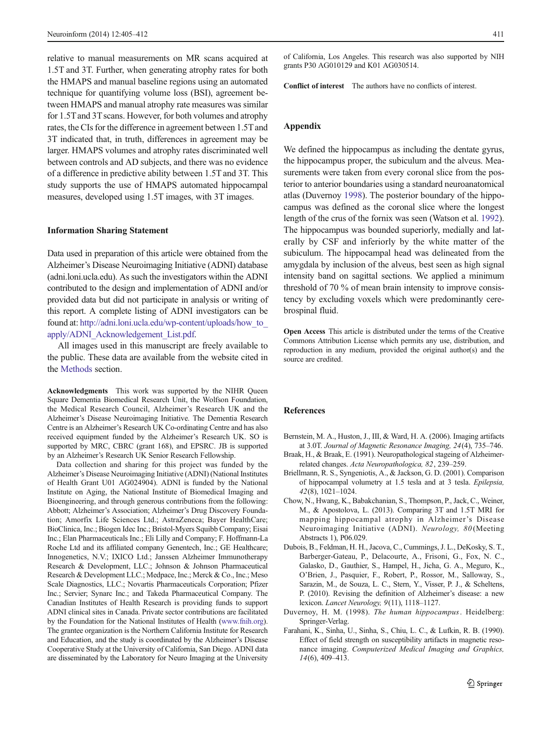relative to manual measurements on MR scans acquired at 1.5T and 3T. Further, when generating atrophy rates for both the HMAPS and manual baseline regions using an automated technique for quantifying volume loss (BSI), agreement between HMAPS and manual atrophy rate measures was similar for 1.5T and 3T scans. However, for both volumes and atrophy rates, the CIs for the difference in agreement between 1.5T and 3T indicated that, in truth, differences in agreement may be larger. HMAPS volumes and atrophy rates discriminated well between controls and AD subjects, and there was no evidence of a difference in predictive ability between 1.5T and 3T. This study supports the use of HMAPS automated hippocampal measures, developed using 1.5T images, with 3T images.

## Information Sharing Statement

Data used in preparation of this article were obtained from the Alzheimer's Disease Neuroimaging Initiative (ADNI) database (adni.loni.ucla.edu). As such the investigators within the ADNI contributed to the design and implementation of ADNI and/or provided data but did not participate in analysis or writing of this report. A complete listing of ADNI investigators can be found at: http://adni.loni.ucla.edu/wp-content/uploads/how_to_apply/ADNI_Acknowledgement_List.pdf.

All images used in this manuscript are freely available to the public. These data are available from the website cited in the Methods section.

**Acknowledgments** This work was supported by the NIHR Queen Square Dementia Biomedical Research Unit, the Wolfson Foundation, the Medical Research Council, Alzheimer's Research UK and the Alzheimer's Disease Neuroimaging Initiative. The Dementia Research Centre is an Alzheimer's Research UK Co-ordinating Centre and has also received equipment funded by the Alzheimer's Research UK. SO is supported by MRC, CBRC (grant 168), and EPSRC. JB is supported by an Alzheimer's Research UK Senior Research Fellowship.

Data collection and sharing for this project was funded by the Alzheimer's Disease Neuroimaging Initiative (ADNI) (National Institutes of Health Grant U01 AG024904). ADNI is funded by the National Institute on Aging, the National Institute of Biomedical Imaging and Bioengineering, and through generous contributions from the following: Abbott; Alzheimer's Association; Alzheimer's Drug Discovery Foundation; Amorfix Life Sciences Ltd.; AstraZeneca; Bayer HealthCare; BioClinica, Inc.; Biogen Idec Inc.; Bristol-Myers Squibb Company; Eisai Inc.; Elan Pharmaceuticals Inc.; Eli Lilly and Company; F. Hoffmann-La Roche Ltd and its affiliated company Genentech, Inc.; GE Healthcare; Innogenetics, N.V.; IXICO Ltd.; Janssen Alzheimer Immunotherapy Research & Development, LLC.; Johnson & Johnson Pharmaceutical Research & Development LLC.; Medpace, Inc.; Merck & Co., Inc.; Meso Scale Diagnostics, LLC.; Novartis Pharmaceuticals Corporation; Pfizer Inc.; Servier; Synarc Inc.; and Takeda Pharmaceutical Company. The Canadian Institutes of Health Research is providing funds to support ADNI clinical sites in Canada. Private sector contributions are facilitated by the Foundation for the National Institutes of Health (www.fnih.org). The grantee organization is the Northern California Institute for Research and Education, and the study is coordinated by the Alzheimer's Disease Cooperative Study at the University of California, San Diego. ADNI data are disseminated by the Laboratory for Neuro Imaging at the University of California, Los Angeles. This research was also supported by NIH grants P30 AG010129 and K01 AG030514.

**Conflict of interest** The authors have no conflicts of interest.

## Appendix

We defined the hippocampus as including the dentate gyrus, the hippocampus proper, the subiculum and the alveus. Measurements were taken from every coronal slice from the posterior to anterior boundaries using a standard neuroanatomical atlas (Duvernoy 1998). The posterior boundary of the hippocampus was defined as the coronal slice where the longest length of the crus of the fornix was seen (Watson et al. 1992). The hippocampus was bounded superiorly, medially and laterally by CSF and inferiorly by the white matter of the subiculum. The hippocampal head was delineated from the amygdala by inclusion of the alveus, best seen as high signal intensity band on sagittal sections. We applied a minimum threshold of 70 % of mean brain intensity to improve consistency by excluding voxels which were predominantly cerebrospinal fluid.

**Open Access** This article is distributed under the terms of the Creative Commons Attribution License which permits any use, distribution, and reproduction in any medium, provided the original author(s) and the source are credited.

## References

Bernstein, M. A., Huston, J., III, & Ward, H. A. (2006). Imaging artifacts at 3.0T. *Journal of Magnetic Resonance Imaging, 24*(4), 735–746.

Braak, H., & Braak, E. (1991). Neuropathological stageing of Alzheimer-related changes. *Acta Neuropathologica, 82*, 239–259.

Briellmann, R. S., Syngeniotis, A., & Jackson, G. D. (2001). Comparison of hippocampal volumetry at 1.5 tesla and at 3 tesla. *Epilepsia, 42*(8), 1021–1024.

Chow, N., Hwang, K., Babakchanian, S., Thompson, P., Jack, C., Weiner, M., & Apostolova, L. (2013). Comparing 3T and 1.5T MRI for mapping hippocampal atrophy in Alzheimer's Disease Neuroimaging Initiative (ADNI). *Neurology, 80*(Meeting Abstracts 1), P06.029.

Dubois, B., Feldman, H. H., Jacova, C., Cummings, J. L., DeKosky, S. T., Barberger-Gateau, P., Delacourte, A., Frisoni, G., Fox, N. C., Galasko, D., Gauthier, S., Hampel, H., Jicha, G. A., Meguro, K., O'Brien, J., Pasquier, F., Robert, P., Rossor, M., Salloway, S., Sarazin, M., de Souza, L. C., Stern, Y., Visser, P. J., & Scheltens, P. (2010). Revising the definition of Alzheimer's disease: a new lexicon. *Lancet Neurology, 9*(11), 1118–1127.

Duvernoy, H. M. (1998). *The human hippocampus*. Heidelberg: Springer-Verlag.

Farahani, K., Sinha, U., Sinha, S., Chiu, L. C., & Lufkin, R. B. (1990). Effect of field strength on susceptibility artifacts in magnetic resonance imaging. *Computerized Medical Imaging and Graphics, 14*(6), 409–413.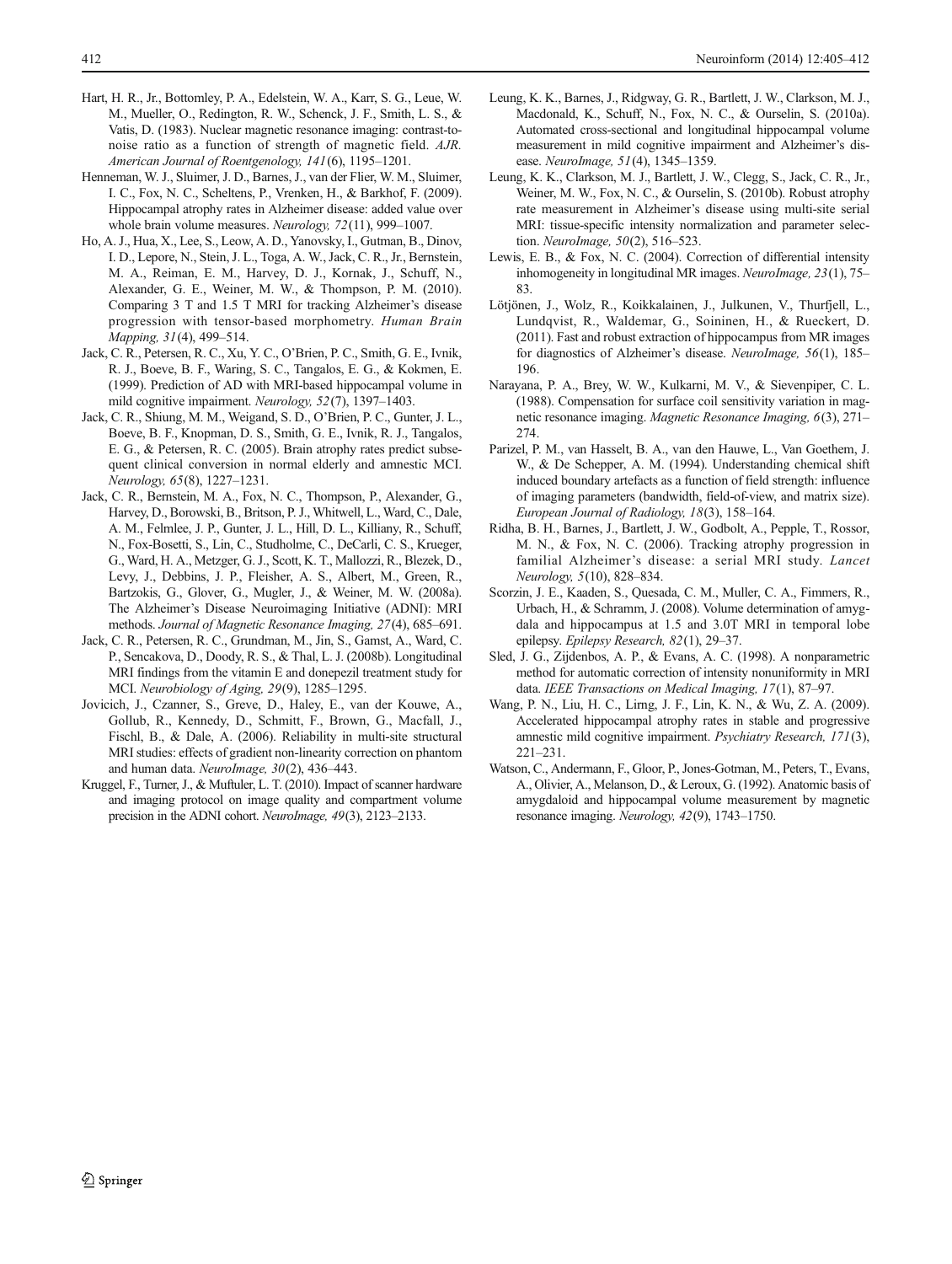Hart, H. R., Jr., Bottomley, P. A., Edelstein, W. A., Karr, S. G., Leue, W. M., Mueller, O., Redington, R. W., Schenck, J. F., Smith, L. S., & Vatis, D. (1983). Nuclear magnetic resonance imaging: contrast-to-noise ratio as a function of strength of magnetic field. *AJR. American Journal of Roentgenology, 141*(6), 1195–1201.

Henneman, W. J., Sluimer, J. D., Barnes, J., van der Flier, W. M., Sluimer, I. C., Fox, N. C., Scheltens, P., Vrenken, H., & Barkhof, F. (2009). Hippocampal atrophy rates in Alzheimer disease: added value over whole brain volume measures. *Neurology, 72*(11), 999–1007.

Ho, A. J., Hua, X., Lee, S., Leow, A. D., Yanovsky, I., Gutman, B., Dinov, I. D., Lepore, N., Stein, J. L., Toga, A. W., Jack, C. R., Jr., Bernstein, M. A., Reiman, E. M., Harvey, D. J., Kornak, J., Schuff, N., Alexander, G. E., Weiner, M. W., & Thompson, P. M. (2010). Comparing 3 T and 1.5 T MRI for tracking Alzheimer's disease progression with tensor-based morphometry. *Human Brain Mapping, 31*(4), 499–514.

Jack, C. R., Petersen, R. C., Xu, Y. C., O'Brien, P. C., Smith, G. E., Ivnik, R. J., Boeve, B. F., Waring, S. C., Tangalos, E. G., & Kokmen, E. (1999). Prediction of AD with MRI-based hippocampal volume in mild cognitive impairment. *Neurology, 52*(7), 1397–1403.

Jack, C. R., Shiung, M. M., Weigand, S. D., O'Brien, P. C., Gunter, J. L., Boeve, B. F., Knopman, D. S., Smith, G. E., Ivnik, R. J., Tangalos, E. G., & Petersen, R. C. (2005). Brain atrophy rates predict subsequent clinical conversion in normal elderly and amnestic MCI. *Neurology, 65*(8), 1227–1231.

Jack, C. R., Bernstein, M. A., Fox, N. C., Thompson, P., Alexander, G., Harvey, D., Borowski, B., Britson, P. J., Whitwell, L., Ward, C., Dale, A. M., Felmlee, J. P., Gunter, J. L., Hill, D. L., Killiany, R., Schuff, N., Fox-Bosetti, S., Lin, C., Studholme, C., DeCarli, C. S., Krueger, G., Ward, H. A., Metzger, G. J., Scott, K. T., Mallozzi, R., Blezek, D., Levy, J., Debbins, J. P., Fleisher, A. S., Albert, M., Green, R., Bartzokis, G., Glover, G., Mugler, J., & Weiner, M. W. (2008a). The Alzheimer's Disease Neuroimaging Initiative (ADNI): MRI methods. *Journal of Magnetic Resonance Imaging, 27*(4), 685–691.

Jack, C. R., Petersen, R. C., Grundman, M., Jin, S., Gamst, A., Ward, C. P., Sencakova, D., Doody, R. S., & Thal, L. J. (2008b). Longitudinal MRI findings from the vitamin E and donepezil treatment study for MCI. *Neurobiology of Aging, 29*(9), 1285–1295.

Jovicich, J., Czanner, S., Greve, D., Haley, E., van der Kouwe, A., Gollub, R., Kennedy, D., Schmitt, F., Brown, G., Macfall, J., Fischl, B., & Dale, A. (2006). Reliability in multi-site structural MRI studies: effects of gradient non-linearity correction on phantom and human data. *NeuroImage, 30*(2), 436–443.

Kruggel, F., Turner, J., & Muftuler, L. T. (2010). Impact of scanner hardware and imaging protocol on image quality and compartment volume precision in the ADNI cohort. *NeuroImage, 49*(3), 2123–2133.

Leung, K. K., Barnes, J., Ridgway, G. R., Bartlett, J. W., Clarkson, M. J., Macdonald, K., Schuff, N., Fox, N. C., & Ourselin, S. (2010a). Automated cross-sectional and longitudinal hippocampal volume measurement in mild cognitive impairment and Alzheimer's disease. *NeuroImage, 51*(4), 1345–1359.

Leung, K. K., Clarkson, M. J., Bartlett, J. W., Clegg, S., Jack, C. R., Jr., Weiner, M. W., Fox, N. C., & Ourselin, S. (2010b). Robust atrophy rate measurement in Alzheimer's disease using multi-site serial MRI: tissue-specific intensity normalization and parameter selection. *NeuroImage, 50*(2), 516–523.

Lewis, E. B., & Fox, N. C. (2004). Correction of differential intensity inhomogeneity in longitudinal MR images. *NeuroImage, 23*(1), 75–83.

Lötjönen, J., Wolz, R., Koikkalainen, J., Julkunen, V., Thurfjell, L., Lundqvist, R., Waldemar, G., Soininen, H., & Rueckert, D. (2011). Fast and robust extraction of hippocampus from MR images for diagnostics of Alzheimer's disease. *NeuroImage, 56*(1), 185–196.

Narayana, P. A., Brey, W. W., Kulkarni, M. V., & Sievenpiper, C. L. (1988). Compensation for surface coil sensitivity variation in magnetic resonance imaging. *Magnetic Resonance Imaging, 6*(3), 271–274.

Parizel, P. M., van Hasselt, B. A., van den Hauwe, L., Van Goethem, J. W., & De Schepper, A. M. (1994). Understanding chemical shift induced boundary artefacts as a function of field strength: influence of imaging parameters (bandwidth, field-of-view, and matrix size). *European Journal of Radiology, 18*(3), 158–164.

Ridha, B. H., Barnes, J., Bartlett, J. W., Godbolt, A., Pepple, T., Rossor, M. N., & Fox, N. C. (2006). Tracking atrophy progression in familial Alzheimer's disease: a serial MRI study. *Lancet Neurology, 5*(10), 828–834.

Scorzin, J. E., Kaaden, S., Quesada, C. M., Muller, C. A., Fimmers, R., Urbach, H., & Schramm, J. (2008). Volume determination of amygdala and hippocampus at 1.5 and 3.0T MRI in temporal lobe epilepsy. *Epilepsy Research, 82*(1), 29–37.

Sled, J. G., Zijdenbos, A. P., & Evans, A. C. (1998). A nonparametric method for automatic correction of intensity nonuniformity in MRI data. *IEEE Transactions on Medical Imaging, 17*(1), 87–97.

Wang, P. N., Liu, H. C., Lirng, J. F., Lin, K. N., & Wu, Z. A. (2009). Accelerated hippocampal atrophy rates in stable and progressive amnestic mild cognitive impairment. *Psychiatry Research, 171*(3), 221–231.

Watson, C., Andermann, F., Gloor, P., Jones-Gotman, M., Peters, T., Evans, A., Olivier, A., Melanson, D., & Leroux, G. (1992). Anatomic basis of amygdaloid and hippocampal volume measurement by magnetic resonance imaging. *Neurology, 42*(9), 1743–1750.